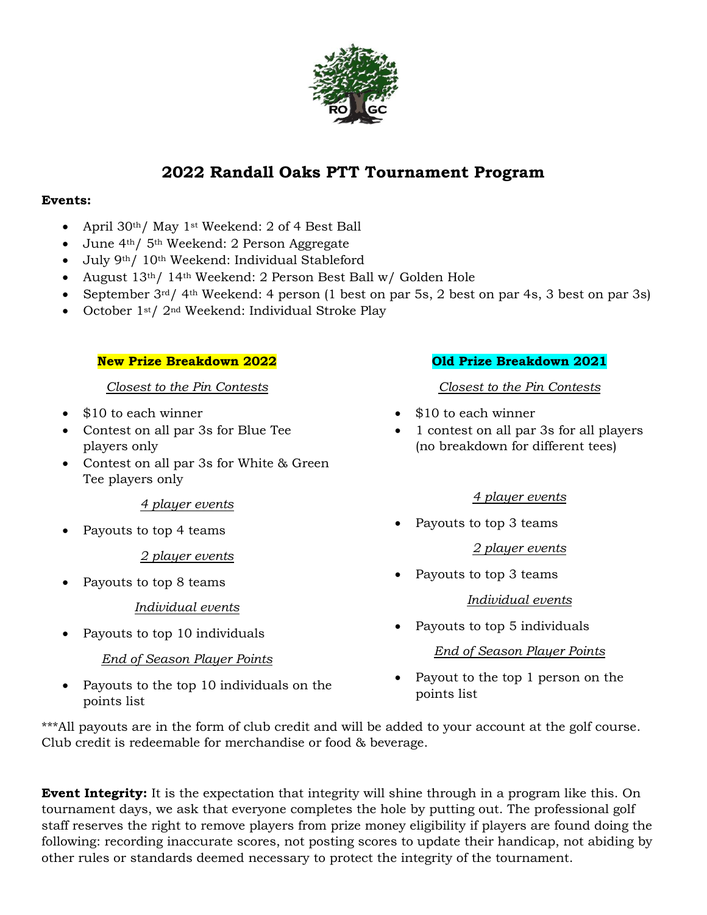# 2022 Randall Oaks PTT Tournament Program

**Events:**

- April 30th/ May 1st Weekend: 2 of 4 Best Ball
- June 4th/ 5th Weekend: 2 Person Aggregate
- July 9th/ 10th Weekend: Individual Stableford
- August 13th/ 14th Weekend: 2 Person Best Ball w/ Golden Hole
- September 3rd/ 4th Weekend: 4 person (1 best on par 5s, 2 best on par 4s, 3 best on par 3s)
- October 1st/ 2nd Weekend: Individual Stroke Play

**New Prize Breakdown 2022**

*Closest to the Pin Contests*

- $10 to each winner
- Contest on all par 3s for Blue Tee players only
- Contest on all par 3s for White & Green Tee players only

*4 player events*

- Payouts to top 4 teams

*2 player events*

- Payouts to top 8 teams

*Individual events*

- Payouts to top 10 individuals

*End of Season Player Points*

- Payouts to the top 10 individuals on the points list

**Old Prize Breakdown 2021**

*Closest to the Pin Contests*

- $10 to each winner
- 1 contest on all par 3s for all players (no breakdown for different tees)

*4 player events*

- Payouts to top 3 teams

*2 player events*

- Payouts to top 3 teams

*Individual events*

- Payouts to top 5 individuals

*End of Season Player Points*

- Payout to the top 1 person on the points list

***All payouts are in the form of club credit and will be added to your account at the golf course. Club credit is redeemable for merchandise or food & beverage.

**Event Integrity:** It is the expectation that integrity will shine through in a program like this. On tournament days, we ask that everyone completes the hole by putting out. The professional golf staff reserves the right to remove players from prize money eligibility if players are found doing the following: recording inaccurate scores, not posting scores to update their handicap, not abiding by other rules or standards deemed necessary to protect the integrity of the tournament.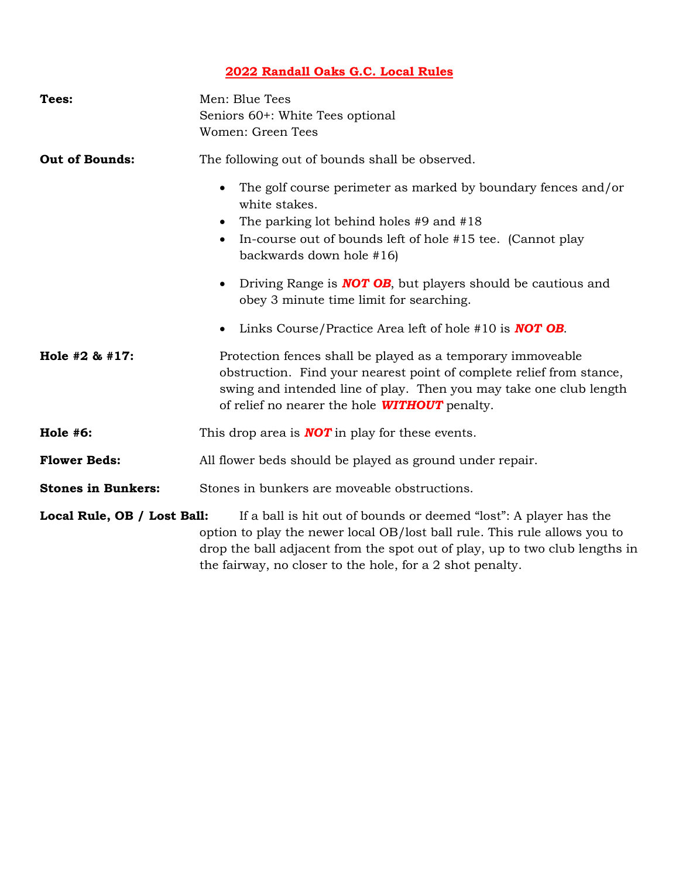# 2022 Randall Oaks G.C. Local Rules

**Tees:**

Men: Blue Tees
Seniors 60+: White Tees optional
Women: Green Tees

**Out of Bounds:** The following out of bounds shall be observed.

- The golf course perimeter as marked by boundary fences and/or white stakes.
- The parking lot behind holes #9 and #18
- In-course out of bounds left of hole #15 tee. (Cannot play backwards down hole #16)
- Driving Range is ***NOT OB***, but players should be cautious and obey 3 minute time limit for searching.
- Links Course/Practice Area left of hole #10 is ***NOT OB***.

**Hole #2 & #17:** Protection fences shall be played as a temporary immoveable obstruction. Find your nearest point of complete relief from stance, swing and intended line of play. Then you may take one club length of relief no nearer the hole ***WITHOUT*** penalty.

**Hole #6:** This drop area is ***NOT*** in play for these events.

**Flower Beds:** All flower beds should be played as ground under repair.

**Stones in Bunkers:** Stones in bunkers are moveable obstructions.

**Local Rule, OB / Lost Ball:** If a ball is hit out of bounds or deemed "lost": A player has the option to play the newer local OB/lost ball rule. This rule allows you to drop the ball adjacent from the spot out of play, up to two club lengths in the fairway, no closer to the hole, for a 2 shot penalty.